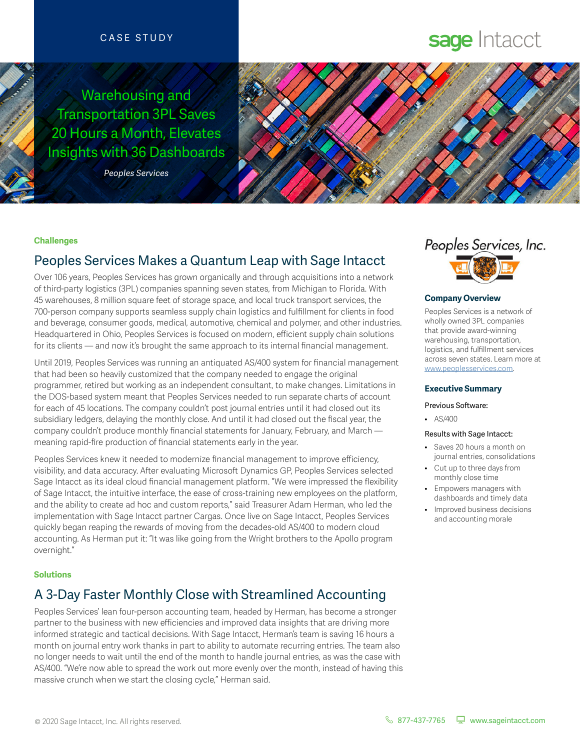CASE STUDY

# Warehousing and Transportation 3PL Saves 20 Hours a Month, Elevates Insights with 36 Dashboards

*Peoples Services*

**Challenges**

## Peoples Services Makes a Quantum Leap with Sage Intacct

Over 106 years, Peoples Services has grown organically and through acquisitions into a network of third-party logistics (3PL) companies spanning seven states, from Michigan to Florida. With 45 warehouses, 8 million square feet of storage space, and local truck transport services, the 700-person company supports seamless supply chain logistics and fulfillment for clients in food and beverage, consumer goods, medical, automotive, chemical and polymer, and other industries. Headquartered in Ohio, Peoples Services is focused on modern, efficient supply chain solutions for its clients — and now it's brought the same approach to its internal financial management.

Until 2019, Peoples Services was running an antiquated AS/400 system for financial management that had been so heavily customized that the company needed to engage the original programmer, retired but working as an independent consultant, to make changes. Limitations in the DOS-based system meant that Peoples Services needed to run separate charts of account for each of 45 locations. The company couldn't post journal entries until it had closed out its subsidiary ledgers, delaying the monthly close. And until it had closed out the fiscal year, the company couldn't produce monthly financial statements for January, February, and March — meaning rapid-fire production of financial statements early in the year.

Peoples Services knew it needed to modernize financial management to improve efficiency, visibility, and data accuracy. After evaluating Microsoft Dynamics GP, Peoples Services selected Sage Intacct as its ideal cloud financial management platform. "We were impressed the flexibility of Sage Intacct, the intuitive interface, the ease of cross-training new employees on the platform, and the ability to create ad hoc and custom reports," said Treasurer Adam Herman, who led the implementation with Sage Intacct partner Cargas. Once live on Sage Intacct, Peoples Services quickly began reaping the rewards of moving from the decades-old AS/400 to modern cloud accounting. As Herman put it: "It was like going from the Wright brothers to the Apollo program overnight."

**Solutions**

## A 3-Day Faster Monthly Close with Streamlined Accounting

Peoples Services' lean four-person accounting team, headed by Herman, has become a stronger partner to the business with new efficiencies and improved data insights that are driving more informed strategic and tactical decisions. With Sage Intacct, Herman's team is saving 16 hours a month on journal entry work thanks in part to ability to automate recurring entries. The team also no longer needs to wait until the end of the month to handle journal entries, as was the case with AS/400. "We're now able to spread the work out more evenly over the month, instead of having this massive crunch when we start the closing cycle," Herman said.

Peoples Services, Inc.

### Company Overview

Peoples Services is a network of wholly owned 3PL companies that provide award-winning warehousing, transportation, logistics, and fulfillment services across seven states. Learn more at [www.peoplesservices.com](http://www.peoplesservices.com).

### Executive Summary

Previous Software:

- AS/400

Results with Sage Intacct:

- Saves 20 hours a month on journal entries, consolidations
- Cut up to three days from monthly close time
- Empowers managers with dashboards and timely data
- Improved business decisions and accounting morale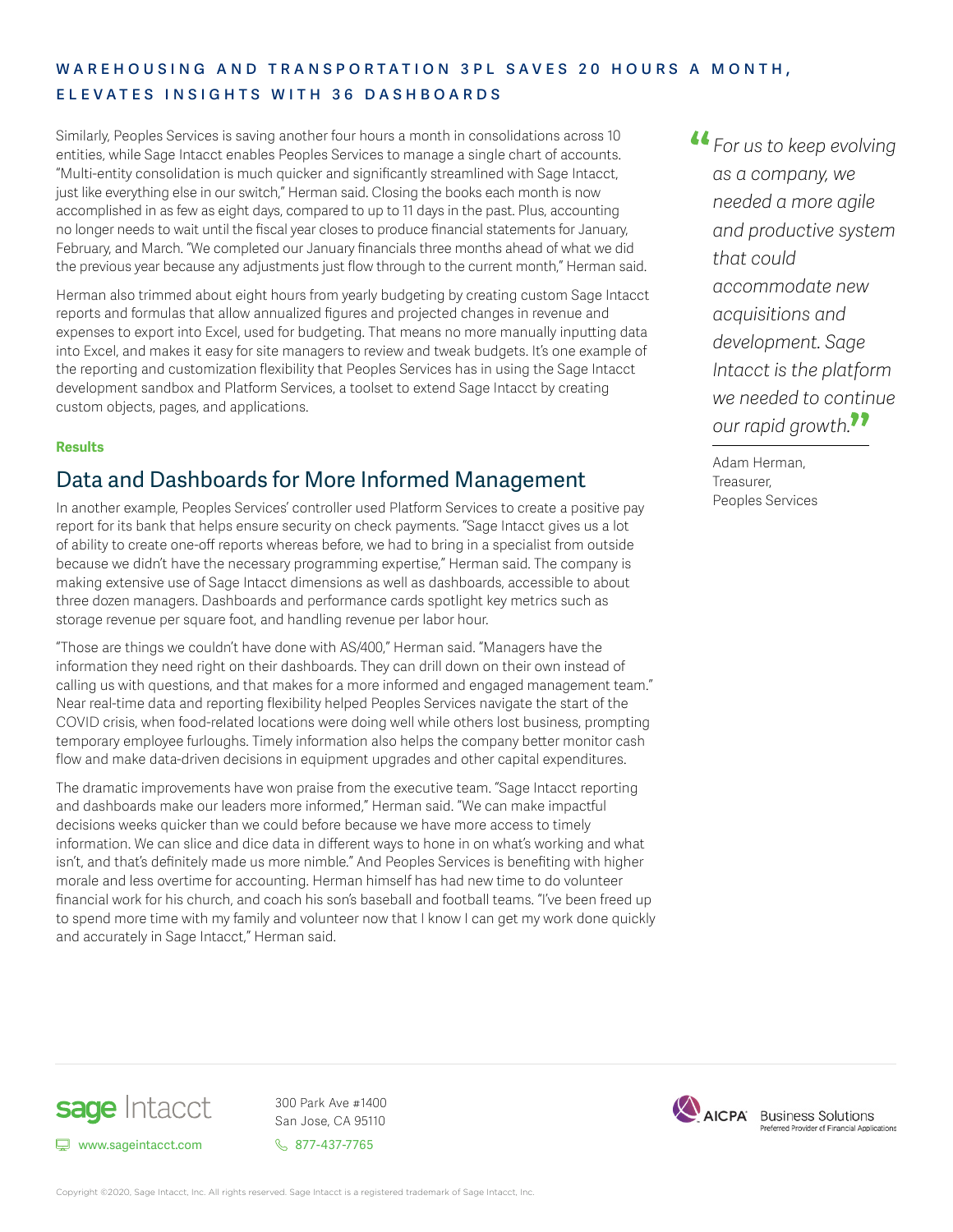# WAREHOUSING AND TRANSPORTATION 3PL SAVES 20 HOURS A MONTH, ELEVATES INSIGHTS WITH 36 DASHBOARDS

Similarly, Peoples Services is saving another four hours a month in consolidations across 10 entities, while Sage Intacct enables Peoples Services to manage a single chart of accounts. "Multi-entity consolidation is much quicker and significantly streamlined with Sage Intacct, just like everything else in our switch," Herman said. Closing the books each month is now accomplished in as few as eight days, compared to up to 11 days in the past. Plus, accounting no longer needs to wait until the fiscal year closes to produce financial statements for January, February, and March. "We completed our January financials three months ahead of what we did the previous year because any adjustments just flow through to the current month," Herman said.

Herman also trimmed about eight hours from yearly budgeting by creating custom Sage Intacct reports and formulas that allow annualized figures and projected changes in revenue and expenses to export into Excel, used for budgeting. That means no more manually inputting data into Excel, and makes it easy for site managers to review and tweak budgets. It's one example of the reporting and customization flexibility that Peoples Services has in using the Sage Intacct development sandbox and Platform Services, a toolset to extend Sage Intacct by creating custom objects, pages, and applications.

**Results**

## Data and Dashboards for More Informed Management

In another example, Peoples Services' controller used Platform Services to create a positive pay report for its bank that helps ensure security on check payments. "Sage Intacct gives us a lot of ability to create one-off reports whereas before, we had to bring in a specialist from outside because we didn't have the necessary programming expertise," Herman said. The company is making extensive use of Sage Intacct dimensions as well as dashboards, accessible to about three dozen managers. Dashboards and performance cards spotlight key metrics such as storage revenue per square foot, and handling revenue per labor hour.

"Those are things we couldn't have done with AS/400," Herman said. "Managers have the information they need right on their dashboards. They can drill down on their own instead of calling us with questions, and that makes for a more informed and engaged management team." Near real-time data and reporting flexibility helped Peoples Services navigate the start of the COVID crisis, when food-related locations were doing well while others lost business, prompting temporary employee furloughs. Timely information also helps the company better monitor cash flow and make data-driven decisions in equipment upgrades and other capital expenditures.

The dramatic improvements have won praise from the executive team. "Sage Intacct reporting and dashboards make our leaders more informed," Herman said. "We can make impactful decisions weeks quicker than we could before because we have more access to timely information. We can slice and dice data in different ways to hone in on what's working and what isn't, and that's definitely made us more nimble." And Peoples Services is benefiting with higher morale and less overtime for accounting. Herman himself has had new time to do volunteer financial work for his church, and coach his son's baseball and football teams. "I've been freed up to spend more time with my family and volunteer now that I know I can get my work done quickly and accurately in Sage Intacct," Herman said.

> *"For us to keep evolving as a company, we needed a more agile and productive system that could accommodate new acquisitions and development. Sage Intacct is the platform we needed to continue our rapid growth."*
>
> Adam Herman,
> Treasurer,
> Peoples Services

sage Intacct

www.sageintacct.com

300 Park Ave #1400
San Jose, CA 95110

877-437-7765

AICPA Business Solutions
Preferred Provider of Financial Applications

Copyright ©2020, Sage Intacct, Inc. All rights reserved. Sage Intacct is a registered trademark of Sage Intacct, Inc.